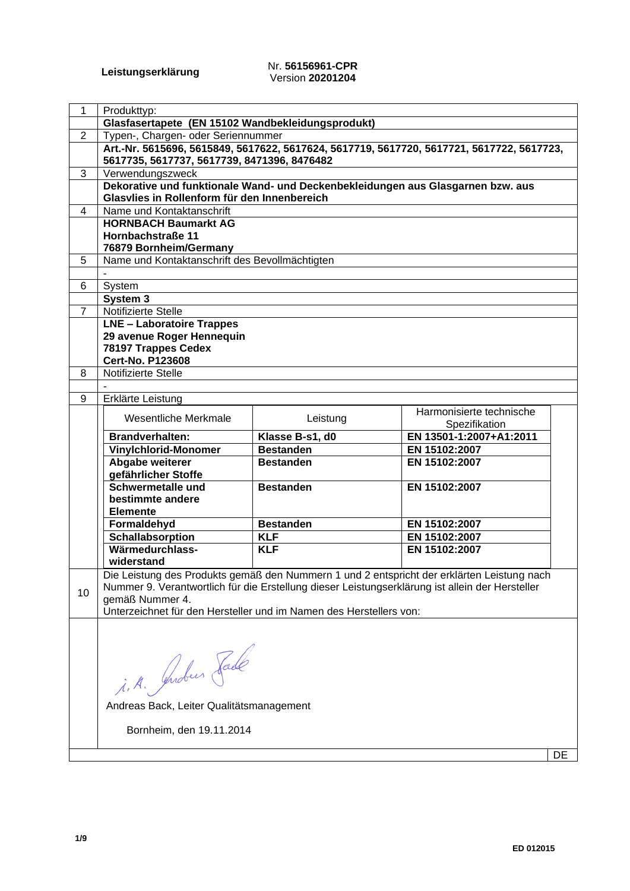**Leistungserklärung**

Nr. **56156961-CPR**
Version **20201204**

| | |
|---|---|
| 1 | Produkttyp: |
| | **Glasfasertapete (EN 15102 Wandbekleidungsprodukt)** |
| 2 | Typen-, Chargen- oder Seriennummer |
| | **Art.-Nr. 5615696, 5615849, 5617622, 5617624, 5617719, 5617720, 5617721, 5617722, 5617723, 5617735, 5617737, 5617739, 8471396, 8476482** |
| 3 | Verwendungszweck |
| | **Dekorative und funktionale Wand- und Deckenbekleidungen aus Glasgarnen bzw. aus Glasvlies in Rollenform für den Innenbereich** |
| 4 | Name und Kontaktanschrift |
| | **HORNBACH Baumarkt AG**<br>**Hornbachstraße 11**<br>**76879 Bornheim/Germany** |
| 5 | Name und Kontaktanschrift des Bevollmächtigten |
| | - |
| 6 | System |
| | **System 3** |
| 7 | Notifizierte Stelle |
| | **LNE – Laboratoire Trappes**<br>**29 avenue Roger Hennequin**<br>**78197 Trappes Cedex**<br>**Cert-No. P123608** |
| 8 | Notifizierte Stelle |
| | - |
| 9 | Erklärte Leistung |

| Wesentliche Merkmale | Leistung | Harmonisierte technische Spezifikation |
|---|---|---|
| **Brandverhalten:** | **Klasse B-s1, d0** | **EN 13501-1:2007+A1:2011** |
| **Vinylchlorid-Monomer** | **Bestanden** | **EN 15102:2007** |
| **Abgabe weiterer gefährlicher Stoffe** | **Bestanden** | **EN 15102:2007** |
| **Schwermetalle und bestimmte andere Elemente** | **Bestanden** | **EN 15102:2007** |
| **Formaldehyd** | **Bestanden** | **EN 15102:2007** |
| **Schallabsorption** | **KLF** | **EN 15102:2007** |
| **Wärmedurchlass-widerstand** | **KLF** | **EN 15102:2007** |

10 Die Leistung des Produkts gemäß den Nummern 1 und 2 entspricht der erklärten Leistung nach Nummer 9. Verantwortlich für die Erstellung dieser Leistungserklärung ist allein der Hersteller gemäß Nummer 4.
Unterzeichnet für den Hersteller und im Namen des Herstellers von:

i. A. Andreas Back

Andreas Back, Leiter Qualitätsmanagement

Bornheim, den 19.11.2014

DE

ED 012015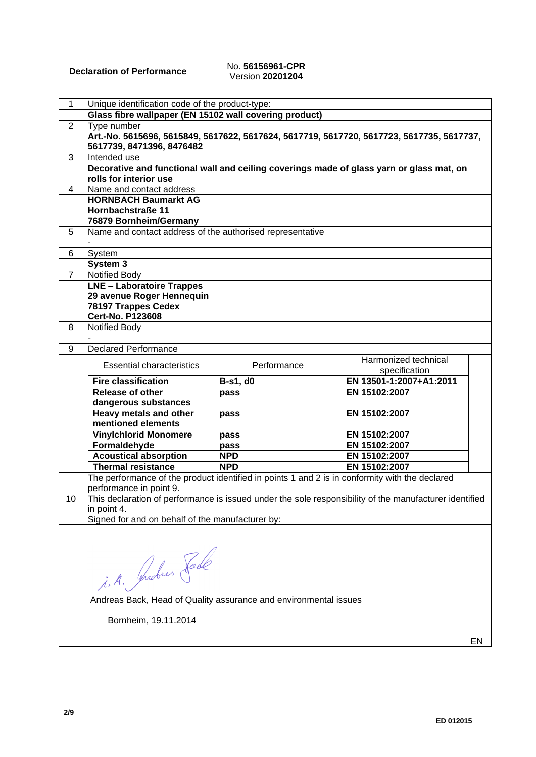**Declaration of Performance** No. **56156961-CPR**
Version **20201204**

| 1 | Unique identification code of the product-type: |
|---|---|
| | **Glass fibre wallpaper (EN 15102 wall covering product)** |
| 2 | Type number |
| | **Art.-No. 5615696, 5615849, 5617622, 5617624, 5617719, 5617720, 5617723, 5617735, 5617737, 5617739, 8471396, 8476482** |
| 3 | Intended use |
| | **Decorative and functional wall and ceiling coverings made of glass yarn or glass mat, on rolls for interior use** |
| 4 | Name and contact address |
| | **HORNBACH Baumarkt AG**<br>**Hornbachstraße 11**<br>**76879 Bornheim/Germany** |
| 5 | Name and contact address of the authorised representative |
| | - |
| 6 | System |
| | **System 3** |
| 7 | Notified Body |
| | **LNE – Laboratoire Trappes**<br>**29 avenue Roger Hennequin**<br>**78197 Trappes Cedex**<br>**Cert-No. P123608** |
| 8 | Notified Body |
| | - |
| 9 | Declared Performance |

| Essential characteristics | Performance | Harmonized technical specification |
|---|---|---|
| **Fire classification** | **B-s1, d0** | **EN 13501-1:2007+A1:2011** |
| **Release of other dangerous substances** | **pass** | **EN 15102:2007** |
| **Heavy metals and other mentioned elements** | **pass** | **EN 15102:2007** |
| **Vinylchlorid Monomere** | **pass** | **EN 15102:2007** |
| **Formaldehyde** | **pass** | **EN 15102:2007** |
| **Acoustical absorption** | **NPD** | **EN 15102:2007** |
| **Thermal resistance** | **NPD** | **EN 15102:2007** |

10 The performance of the product identified in points 1 and 2 is in conformity with the declared performance in point 9.
This declaration of performance is issued under the sole responsibility of the manufacturer identified in point 4.
Signed for and on behalf of the manufacturer by:

i. A. Andreas Back

Andreas Back, Head of Quality assurance and environmental issues

Bornheim, 19.11.2014

EN

ED 012015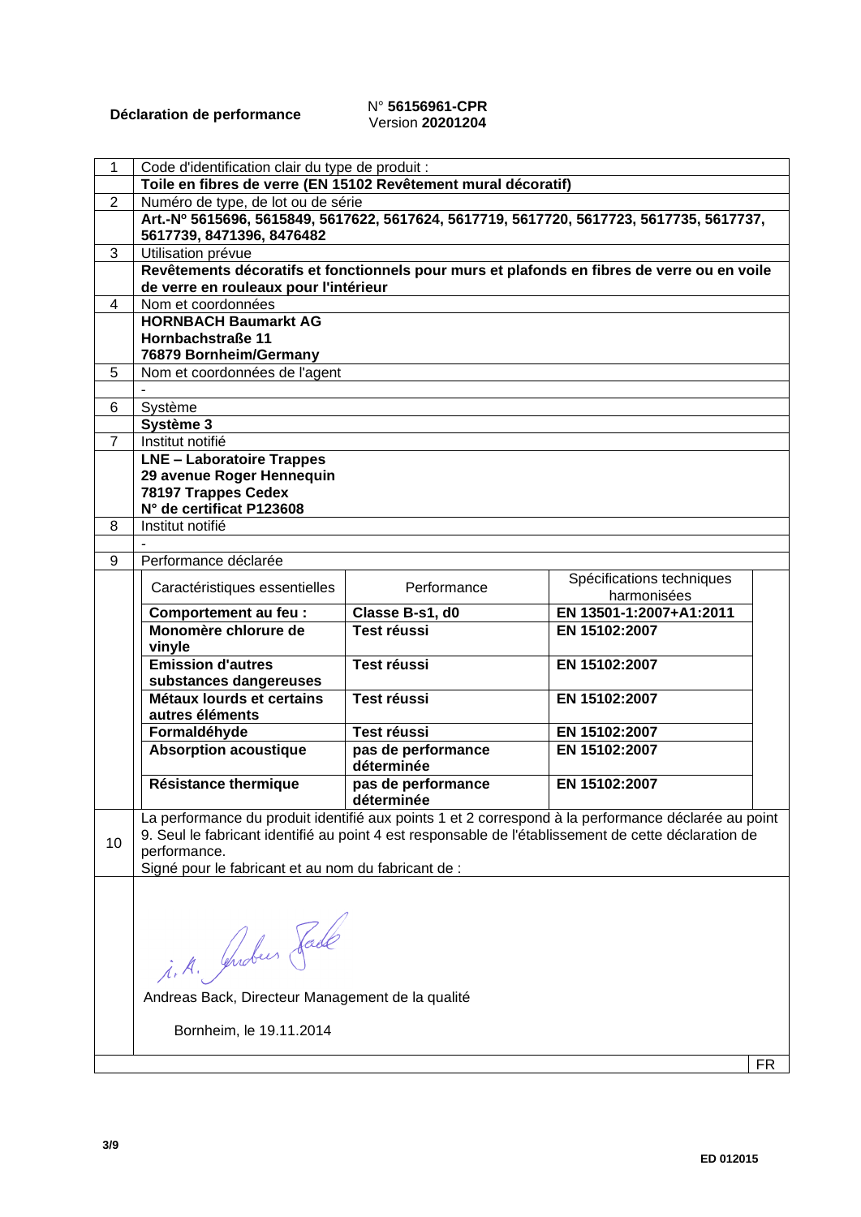**Déclaration de performance** N° **56156961-CPR**
Version **20201204**

| | |
|---|---|
| 1 | Code d'identification clair du type de produit : |
| | **Toile en fibres de verre (EN 15102 Revêtement mural décoratif)** |
| 2 | Numéro de type, de lot ou de série |
| | **Art.-Nº 5615696, 5615849, 5617622, 5617624, 5617719, 5617720, 5617723, 5617735, 5617737, 5617739, 8471396, 8476482** |
| 3 | Utilisation prévue |
| | **Revêtements décoratifs et fonctionnels pour murs et plafonds en fibres de verre ou en voile de verre en rouleaux pour l'intérieur** |
| 4 | Nom et coordonnées |
| | **HORNBACH Baumarkt AG**<br>**Hornbachstraße 11**<br>**76879 Bornheim/Germany** |
| 5 | Nom et coordonnées de l'agent |
| | - |
| 6 | Système |
| | **Système 3** |
| 7 | Institut notifié |
| | **LNE – Laboratoire Trappes**<br>**29 avenue Roger Hennequin**<br>**78197 Trappes Cedex**<br>**N° de certificat P123608** |
| 8 | Institut notifié |
| | - |
| 9 | Performance déclarée |

| Caractéristiques essentielles | Performance | Spécifications techniques harmonisées |
|---|---|---|
| **Comportement au feu :** | **Classe B-s1, d0** | **EN 13501-1:2007+A1:2011** |
| **Monomère chlorure de vinyle** | **Test réussi** | **EN 15102:2007** |
| **Emission d'autres substances dangereuses** | **Test réussi** | **EN 15102:2007** |
| **Métaux lourds et certains autres éléments** | **Test réussi** | **EN 15102:2007** |
| **Formaldéhyde** | **Test réussi** | **EN 15102:2007** |
| **Absorption acoustique** | **pas de performance déterminée** | **EN 15102:2007** |
| **Résistance thermique** | **pas de performance déterminée** | **EN 15102:2007** |

10 — La performance du produit identifié aux points 1 et 2 correspond à la performance déclarée au point 9. Seul le fabricant identifié au point 4 est responsable de l'établissement de cette déclaration de performance.
Signé pour le fabricant et au nom du fabricant de :

i. A. Andreas Back

Andreas Back, Directeur Management de la qualité

Bornheim, le 19.11.2014

FR

ED 012015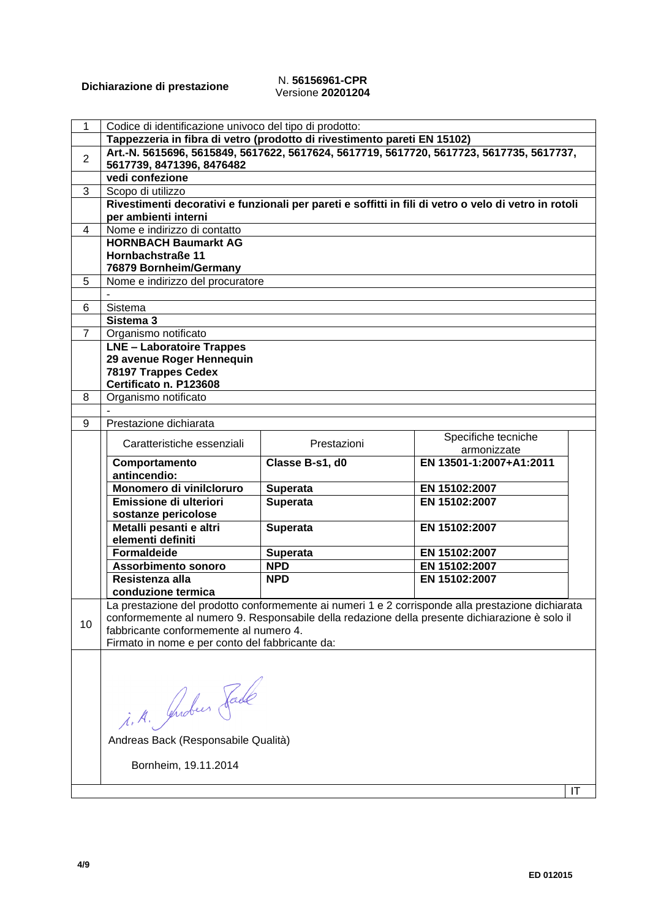**Dichiarazione di prestazione**

N. **56156961-CPR**
Versione **20201204**

| | |
|---|---|
| 1 | Codice di identificazione univoco del tipo di prodotto: |
| | **Tappezzeria in fibra di vetro (prodotto di rivestimento pareti EN 15102)** |
| 2 | **Art.-N. 5615696, 5615849, 5617622, 5617624, 5617719, 5617720, 5617723, 5617735, 5617737, 5617739, 8471396, 8476482** |
| | **vedi confezione** |
| 3 | Scopo di utilizzo |
| | **Rivestimenti decorativi e funzionali per pareti e soffitti in fili di vetro o velo di vetro in rotoli per ambienti interni** |
| 4 | Nome e indirizzo di contatto |
| | **HORNBACH Baumarkt AG**<br>**Hornbachstraße 11**<br>**76879 Bornheim/Germany** |
| 5 | Nome e indirizzo del procuratore |
| | - |
| 6 | Sistema |
| | **Sistema 3** |
| 7 | Organismo notificato |
| | **LNE – Laboratoire Trappes**<br>**29 avenue Roger Hennequin**<br>**78197 Trappes Cedex**<br>**Certificato n. P123608** |
| 8 | Organismo notificato |
| | - |
| 9 | Prestazione dichiarata |

| Caratteristiche essenziali | Prestazioni | Specifiche tecniche armonizzate |
|---|---|---|
| **Comportamento antincendio:** | **Classe B-s1, d0** | **EN 13501-1:2007+A1:2011** |
| **Monomero di vinilcloruro** | **Superata** | **EN 15102:2007** |
| **Emissione di ulteriori sostanze pericolose** | **Superata** | **EN 15102:2007** |
| **Metalli pesanti e altri elementi definiti** | **Superata** | **EN 15102:2007** |
| **Formaldeide** | **Superata** | **EN 15102:2007** |
| **Assorbimento sonoro** | **NPD** | **EN 15102:2007** |
| **Resistenza alla conduzione termica** | **NPD** | **EN 15102:2007** |

10 — La prestazione del prodotto conformemente ai numeri 1 e 2 corrisponde alla prestazione dichiarata conformemente al numero 9. Responsabile della redazione della presente dichiarazione è solo il fabbricante conformemente al numero 4.
Firmato in nome e per conto del fabbricante da:

i. A. Andreas Back

Andreas Back (Responsabile Qualità)

Bornheim, 19.11.2014

IT

ED 012015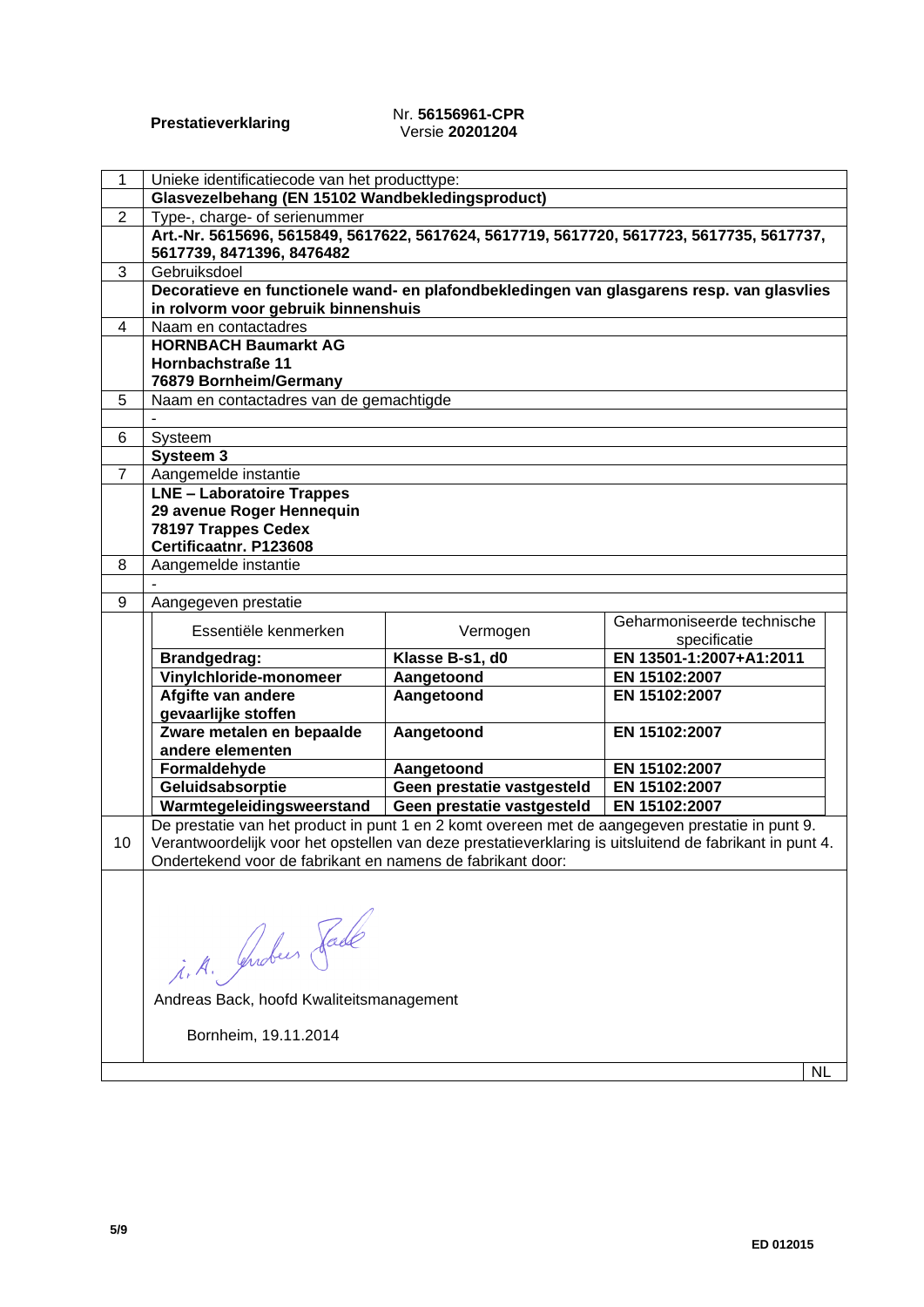**Prestatieverklaring** Nr. **56156961-CPR**
Versie **20201204**

| | |
|---|---|
| 1 | Unieke identificatiecode van het producttype: |
| | **Glasvezelbehang (EN 15102 Wandbekledingsproduct)** |
| 2 | Type-, charge- of serienummer |
| | **Art.-Nr. 5615696, 5615849, 5617622, 5617624, 5617719, 5617720, 5617723, 5617735, 5617737, 5617739, 8471396, 8476482** |
| 3 | Gebruiksdoel |
| | **Decoratieve en functionele wand- en plafondbekledingen van glasgarens resp. van glasvlies in rolvorm voor gebruik binnenshuis** |
| 4 | Naam en contactadres |
| | **HORNBACH Baumarkt AG**<br>**Hornbachstraße 11**<br>**76879 Bornheim/Germany** |
| 5 | Naam en contactadres van de gemachtigde |
| | - |
| 6 | Systeem |
| | **Systeem 3** |
| 7 | Aangemelde instantie |
| | **LNE – Laboratoire Trappes**<br>**29 avenue Roger Hennequin**<br>**78197 Trappes Cedex**<br>**Certificaatnr. P123608** |
| 8 | Aangemelde instantie |
| | - |
| 9 | Aangegeven prestatie |

| Essentiële kenmerken | Vermogen | Geharmoniseerde technische specificatie |
|---|---|---|
| **Brandgedrag:** | **Klasse B-s1, d0** | **EN 13501-1:2007+A1:2011** |
| **Vinylchloride-monomeer** | **Aangetoond** | **EN 15102:2007** |
| **Afgifte van andere gevaarlijke stoffen** | **Aangetoond** | **EN 15102:2007** |
| **Zware metalen en bepaalde andere elementen** | **Aangetoond** | **EN 15102:2007** |
| **Formaldehyde** | **Aangetoond** | **EN 15102:2007** |
| **Geluidsabsorptie** | **Geen prestatie vastgesteld** | **EN 15102:2007** |
| **Warmtegeleidingsweerstand** | **Geen prestatie vastgesteld** | **EN 15102:2007** |

10 De prestatie van het product in punt 1 en 2 komt overeen met de aangegeven prestatie in punt 9. Verantwoordelijk voor het opstellen van deze prestatieverklaring is uitsluitend de fabrikant in punt 4. Ondertekend voor de fabrikant en namens de fabrikant door:

i. A. Andreas Back

Andreas Back, hoofd Kwaliteitsmanagement

Bornheim, 19.11.2014

NL

ED 012015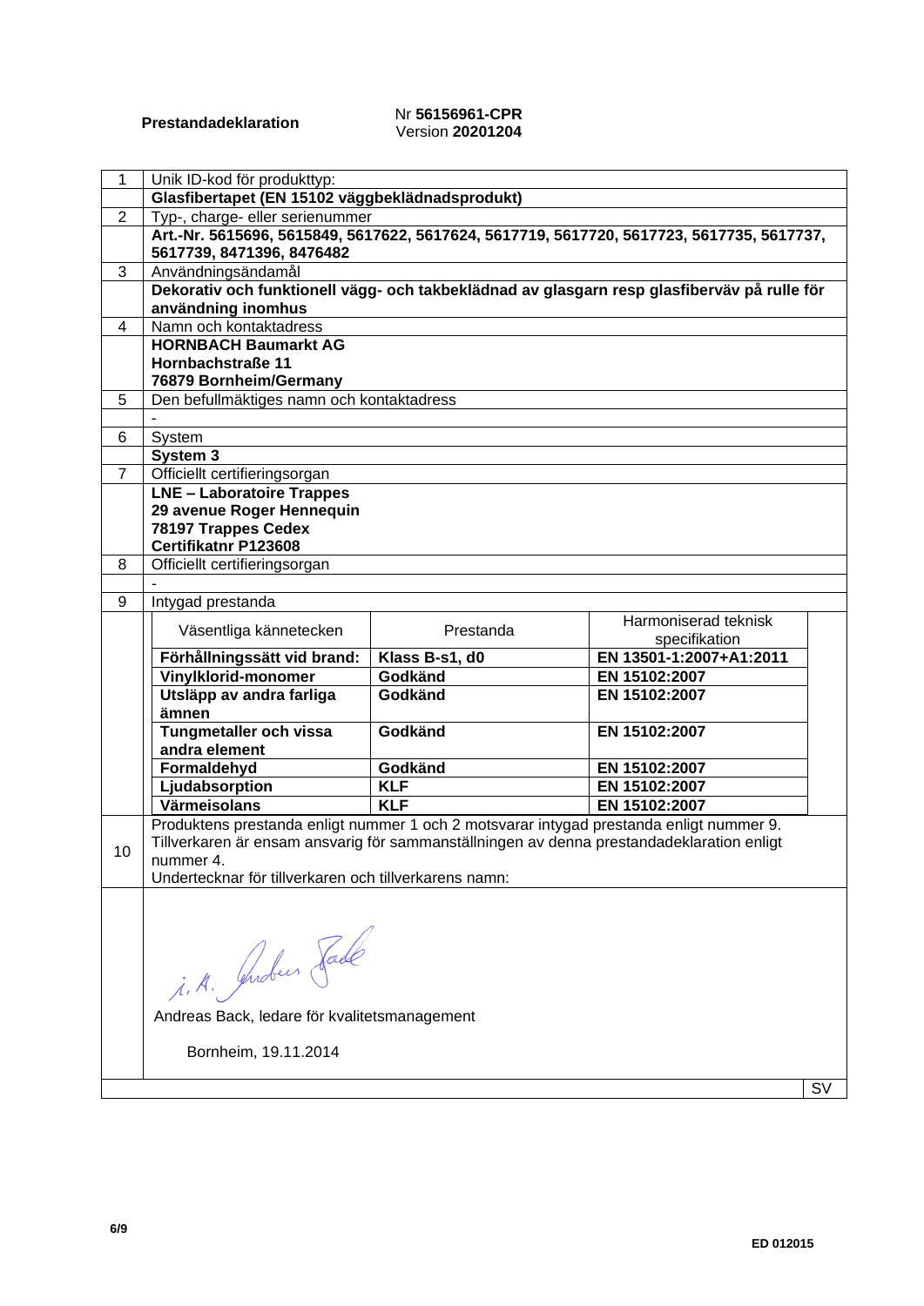**Prestandadeklaration**

Nr **56156961-CPR**
Version **20201204**

| | |
|---|---|
| 1 | Unik ID-kod för produkttyp: |
| | **Glasfibertapet (EN 15102 väggbeklädnadsprodukt)** |
| 2 | Typ-, charge- eller serienummer |
| | **Art.-Nr. 5615696, 5615849, 5617622, 5617624, 5617719, 5617720, 5617723, 5617735, 5617737, 5617739, 8471396, 8476482** |
| 3 | Användningsändamål |
| | **Dekorativ och funktionell vägg- och takbeklädnad av glasgarn resp glasfiberväv på rulle för användning inomhus** |
| 4 | Namn och kontaktadress |
| | **HORNBACH Baumarkt AG**<br>**Hornbachstraße 11**<br>**76879 Bornheim/Germany** |
| 5 | Den befullmäktiges namn och kontaktadress |
| | - |
| 6 | System |
| | **System 3** |
| 7 | Officiellt certifieringsorgan |
| | **LNE – Laboratoire Trappes**<br>**29 avenue Roger Hennequin**<br>**78197 Trappes Cedex**<br>**Certifikatnr P123608** |
| 8 | Officiellt certifieringsorgan |
| | - |
| 9 | Intygad prestanda |

| Väsentliga kännetecken | Prestanda | Harmoniserad teknisk specifikation |
|---|---|---|
| **Förhållningssätt vid brand:** | **Klass B-s1, d0** | **EN 13501-1:2007+A1:2011** |
| **Vinylklorid-monomer** | **Godkänd** | **EN 15102:2007** |
| **Utsläpp av andra farliga ämnen** | **Godkänd** | **EN 15102:2007** |
| **Tungmetaller och vissa andra element** | **Godkänd** | **EN 15102:2007** |
| **Formaldehyd** | **Godkänd** | **EN 15102:2007** |
| **Ljudabsorption** | **KLF** | **EN 15102:2007** |
| **Värmeisolans** | **KLF** | **EN 15102:2007** |

10 Produktens prestanda enligt nummer 1 och 2 motsvarar intygad prestanda enligt nummer 9.
Tillverkaren är ensam ansvarig för sammanställningen av denna prestandadeklaration enligt nummer 4.
Undertecknar för tillverkaren och tillverkarens namn:

i. A. Andreas Back

Andreas Back, ledare för kvalitetsmanagement

Bornheim, 19.11.2014

SV

ED 012015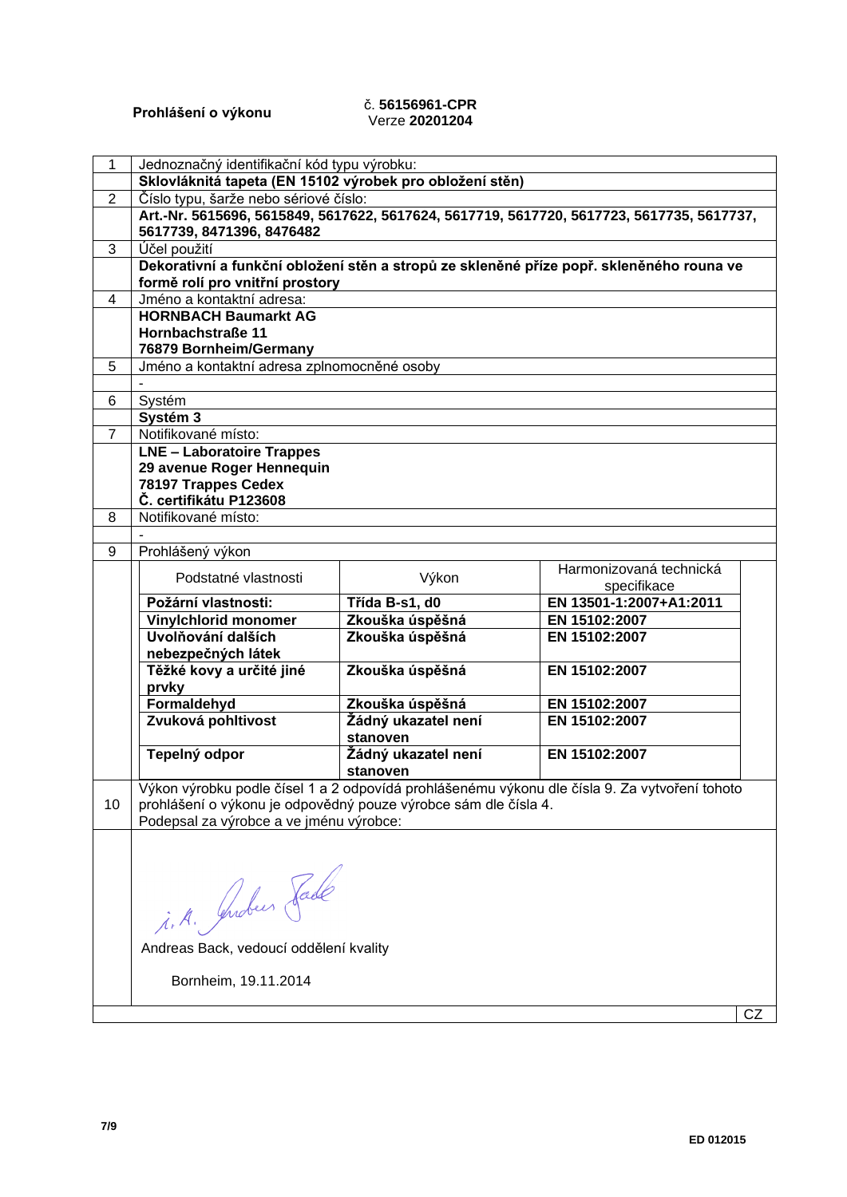**Prohlášení o výkonu** č. **56156961-CPR**
Verze **20201204**

| 1 | Jednoznačný identifikační kód typu výrobku: |
|---|---|
| | **Sklovláknitá tapeta (EN 15102 výrobek pro obložení stěn)** |
| 2 | Číslo typu, šarže nebo sériové číslo: |
| | **Art.-Nr. 5615696, 5615849, 5617622, 5617624, 5617719, 5617720, 5617723, 5617735, 5617737, 5617739, 8471396, 8476482** |
| 3 | Účel použití |
| | **Dekorativní a funkční obložení stěn a stropů ze skleněné příze popř. skleněného rouna ve formě rolí pro vnitřní prostory** |
| 4 | Jméno a kontaktní adresa: |
| | **HORNBACH Baumarkt AG**<br>**Hornbachstraße 11**<br>**76879 Bornheim/Germany** |
| 5 | Jméno a kontaktní adresa zplnomocněné osoby |
| | - |
| 6 | Systém |
| | **Systém 3** |
| 7 | Notifikované místo: |
| | **LNE – Laboratoire Trappes**<br>**29 avenue Roger Hennequin**<br>**78197 Trappes Cedex**<br>**Č. certifikátu P123608** |
| 8 | Notifikované místo: |
| | - |
| 9 | Prohlášený výkon |

| Podstatné vlastnosti | Výkon | Harmonizovaná technická specifikace |
|---|---|---|
| **Požární vlastnosti:** | **Třída B-s1, d0** | **EN 13501-1:2007+A1:2011** |
| **Vinylchlorid monomer** | **Zkouška úspěšná** | **EN 15102:2007** |
| **Uvolňování dalších nebezpečných látek** | **Zkouška úspěšná** | **EN 15102:2007** |
| **Těžké kovy a určité jiné prvky** | **Zkouška úspěšná** | **EN 15102:2007** |
| **Formaldehyd** | **Zkouška úspěšná** | **EN 15102:2007** |
| **Zvuková pohltivost** | **Žádný ukazatel není stanoven** | **EN 15102:2007** |
| **Tepelný odpor** | **Žádný ukazatel není stanoven** | **EN 15102:2007** |

10 Výkon výrobku podle čísel 1 a 2 odpovídá prohlášenému výkonu dle čísla 9. Za vytvoření tohoto prohlášení o výkonu je odpovědný pouze výrobce sám dle čísla 4.
Podepsal za výrobce a ve jméně výrobce:

i. A. Andreas Back

Andreas Back, vedoucí oddělení kvality

Bornheim, 19.11.2014

CZ

ED 012015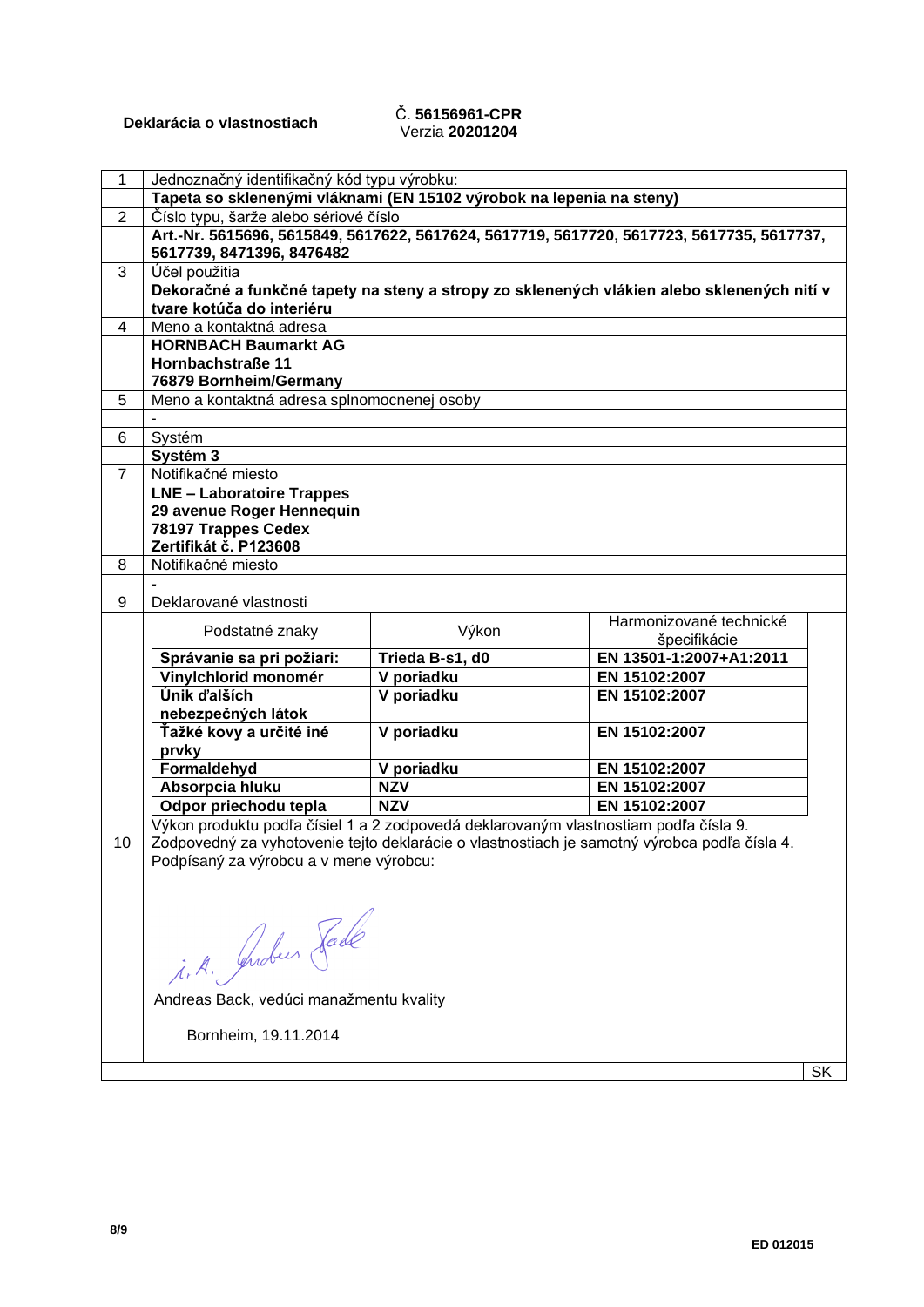**Deklarácia o vlastnostiach**

Č. **56156961-CPR**
Verzia **20201204**

| | |
|---|---|
| 1 | Jednoznačný identifikačný kód typu výrobku: |
| | **Tapeta so sklenenými vláknami (EN 15102 výrobok na lepenia na steny)** |
| 2 | Číslo typu, šarže alebo sériové číslo |
| | **Art.-Nr. 5615696, 5615849, 5617622, 5617624, 5617719, 5617720, 5617723, 5617735, 5617737, 5617739, 8471396, 8476482** |
| 3 | Účel použitia |
| | **Dekoračné a funkčné tapety na steny a stropy zo sklenených vlákien alebo sklenených nití v tvare kotúča do interiéru** |
| 4 | Meno a kontaktná adresa |
| | **HORNBACH Baumarkt AG**<br>**Hornbachstraße 11**<br>**76879 Bornheim/Germany** |
| 5 | Meno a kontaktná adresa splnomocnenej osoby |
| | - |
| 6 | Systém |
| | **Systém 3** |
| 7 | Notifikačné miesto |
| | **LNE – Laboratoire Trappes**<br>**29 avenue Roger Hennequin**<br>**78197 Trappes Cedex**<br>**Zertifikát č. P123608** |
| 8 | Notifikačné miesto |
| | - |
| 9 | Deklarované vlastnosti |

| Podstatné znaky | Výkon | Harmonizované technické špecifikácie |
|---|---|---|
| **Správanie sa pri požiari:** | **Trieda B-s1, d0** | **EN 13501-1:2007+A1:2011** |
| **Vinylchlorid monomér** | **V poriadku** | **EN 15102:2007** |
| **Únik ďalších nebezpečných látok** | **V poriadku** | **EN 15102:2007** |
| **Ťažké kovy a určité iné prvky** | **V poriadku** | **EN 15102:2007** |
| **Formaldehyd** | **V poriadku** | **EN 15102:2007** |
| **Absorpcia hluku** | **NZV** | **EN 15102:2007** |
| **Odpor priechodu tepla** | **NZV** | **EN 15102:2007** |

10 Výkon produktu podľa čísiel 1 a 2 zodpovedá deklarovaným vlastnostiam podľa čísla 9.
Zodpovedný za vyhotovenie tejto deklarácie o vlastnostiach je samotný výrobca podľa čísla 4.
Podpísaný za výrobcu a v mene výrobcu:

i. A. Andreas Back

Andreas Back, vedúci manažmentu kvality

Bornheim, 19.11.2014

SK

ED 012015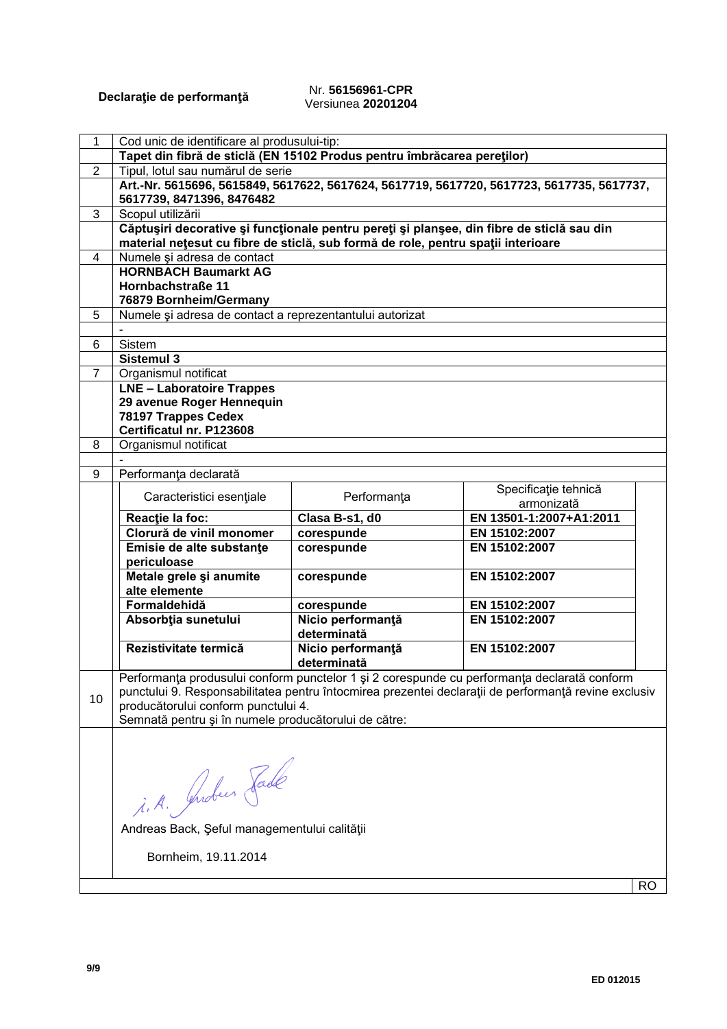**Declaraţie de performanţă**

Nr. **56156961-CPR**
Versiunea **20201204**

| | |
|---|---|
| 1 | Cod unic de identificare al produsului-tip: |
| | **Tapet din fibră de sticlă (EN 15102 Produs pentru îmbrăcarea pereţilor)** |
| 2 | Tipul, lotul sau numărul de serie |
| | **Art.-Nr. 5615696, 5615849, 5617622, 5617624, 5617719, 5617720, 5617723, 5617735, 5617737, 5617739, 8471396, 8476482** |
| 3 | Scopul utilizării |
| | **Căptuşiri decorative şi funcţionale pentru pereţi şi planşee, din fibre de sticlă sau din material neţesut cu fibre de sticlă, sub formă de role, pentru spaţii interioare** |
| 4 | Numele şi adresa de contact |
| | **HORNBACH Baumarkt AG**<br>**Hornbachstraße 11**<br>**76879 Bornheim/Germany** |
| 5 | Numele şi adresa de contact a reprezentantului autorizat |
| | - |
| 6 | Sistem |
| | **Sistemul 3** |
| 7 | Organismul notificat |
| | **LNE – Laboratoire Trappes**<br>**29 avenue Roger Hennequin**<br>**78197 Trappes Cedex**<br>**Certificatul nr. P123608** |
| 8 | Organismul notificat |
| | - |
| 9 | Performanţa declarată |

| Caracteristici esenţiale | Performanţa | Specificaţie tehnică armonizată |
|---|---|---|
| **Reacţie la foc:** | **Clasa B-s1, d0** | **EN 13501-1:2007+A1:2011** |
| **Clorură de vinil monomer** | **corespunde** | **EN 15102:2007** |
| **Emisie de alte substanţe periculoase** | **corespunde** | **EN 15102:2007** |
| **Metale grele şi anumite alte elemente** | **corespunde** | **EN 15102:2007** |
| **Formaldehidă** | **corespunde** | **EN 15102:2007** |
| **Absorbţia sunetului** | **Nicio performanţă determinată** | **EN 15102:2007** |
| **Rezistivitate termică** | **Nicio performanţă determinată** | **EN 15102:2007** |

10 Performanţa produsului conform punctelor 1 şi 2 corespunde cu performanţa declarată conform punctului 9. Responsabilitatea pentru întocmirea prezentei declaraţii de performanţă revine exclusiv producătorului conform punctului 4.
Semnată pentru şi în numele producătorului de către:

i. A. Andreas Back

Andreas Back, Şeful managementului calităţii

Bornheim, 19.11.2014

RO

ED 012015